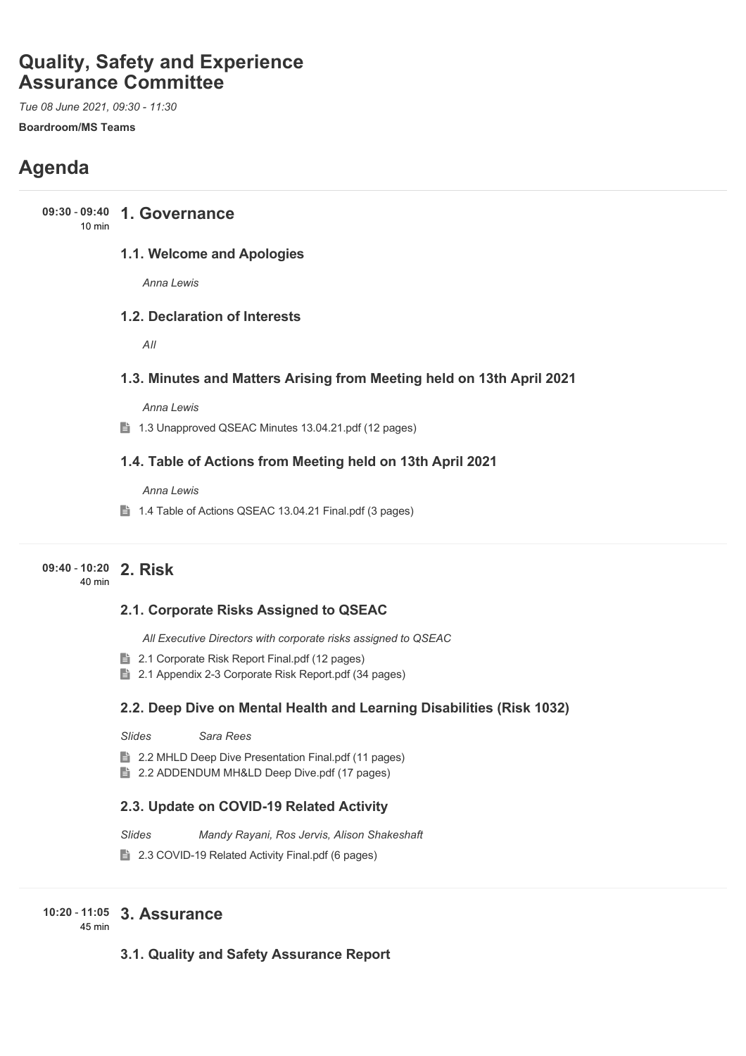# Quality, Safety and Experience Assurance Committee

*Tue 08 June 2021, 09:30 - 11:30*

**Boardroom/MS Teams**

## Agenda

**09:30 - 09:40** 10 min

### 1. Governance

#### 1.1. Welcome and Apologies

*Anna Lewis*

#### 1.2. Declaration of Interests

*All*

#### 1.3. Minutes and Matters Arising from Meeting held on 13th April 2021

*Anna Lewis*

1.3 Unapproved QSEAC Minutes 13.04.21.pdf (12 pages)

#### 1.4. Table of Actions from Meeting held on 13th April 2021

*Anna Lewis*

1.4 Table of Actions QSEAC 13.04.21 Final.pdf (3 pages)

**09:40 - 10:20** 40 min

### 2. Risk

#### 2.1. Corporate Risks Assigned to QSEAC

*All Executive Directors with corporate risks assigned to QSEAC*

2.1 Corporate Risk Report Final.pdf (12 pages)

2.1 Appendix 2-3 Corporate Risk Report.pdf (34 pages)

#### 2.2. Deep Dive on Mental Health and Learning Disabilities (Risk 1032)

*Slides* *Sara Rees*

2.2 MHLD Deep Dive Presentation Final.pdf (11 pages)

2.2 ADDENDUM MH&LD Deep Dive.pdf (17 pages)

#### 2.3. Update on COVID-19 Related Activity

*Slides* *Mandy Rayani, Ros Jervis, Alison Shakeshaft*

2.3 COVID-19 Related Activity Final.pdf (6 pages)

**10:20 - 11:05** 45 min

### 3. Assurance

#### 3.1. Quality and Safety Assurance Report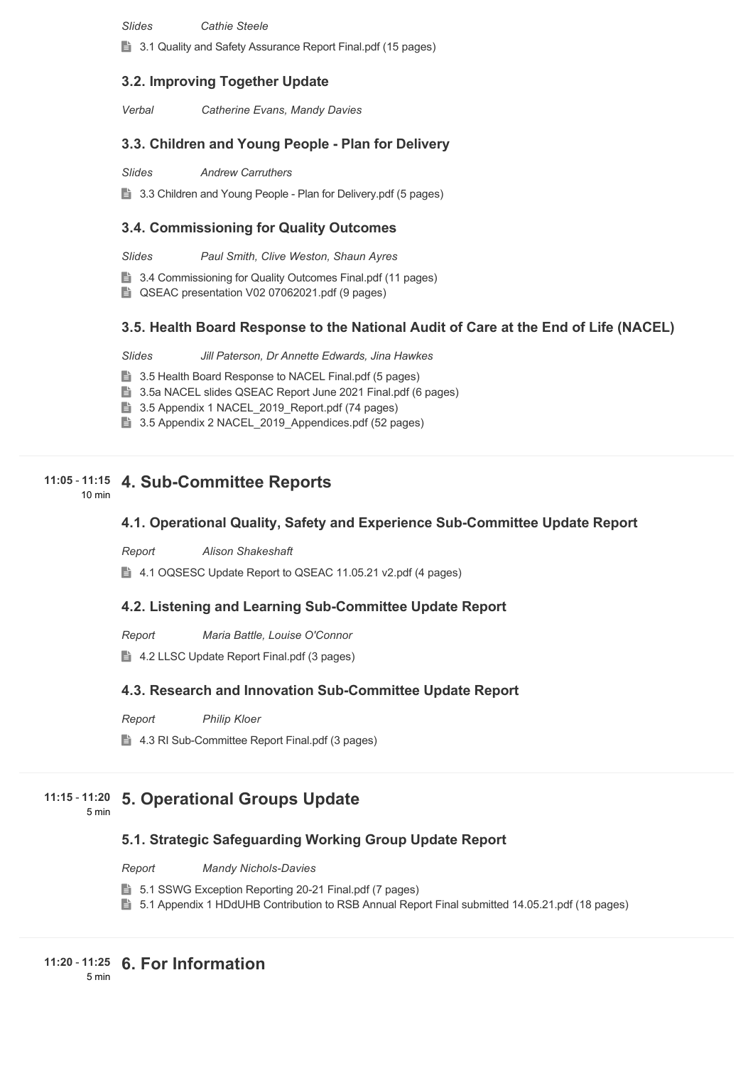*Slides* *Cathie Steele*

3.1 Quality and Safety Assurance Report Final.pdf (15 pages)

### 3.2. Improving Together Update

*Verbal* *Catherine Evans, Mandy Davies*

### 3.3. Children and Young People - Plan for Delivery

*Slides* *Andrew Carruthers*

3.3 Children and Young People - Plan for Delivery.pdf (5 pages)

### 3.4. Commissioning for Quality Outcomes

*Slides* *Paul Smith, Clive Weston, Shaun Ayres*

3.4 Commissioning for Quality Outcomes Final.pdf (11 pages)

QSEAC presentation V02 07062021.pdf (9 pages)

### 3.5. Health Board Response to the National Audit of Care at the End of Life (NACEL)

*Slides* *Jill Paterson, Dr Annette Edwards, Jina Hawkes*

3.5 Health Board Response to NACEL Final.pdf (5 pages)

3.5a NACEL slides QSEAC Report June 2021 Final.pdf (6 pages)

3.5 Appendix 1 NACEL_2019_Report.pdf (74 pages)

3.5 Appendix 2 NACEL_2019_Appendices.pdf (52 pages)

**11:05 - 11:15** 10 min

## 4. Sub-Committee Reports

### 4.1. Operational Quality, Safety and Experience Sub-Committee Update Report

*Report* *Alison Shakeshaft*

4.1 OQSESC Update Report to QSEAC 11.05.21 v2.pdf (4 pages)

### 4.2. Listening and Learning Sub-Committee Update Report

*Report* *Maria Battle, Louise O'Connor*

4.2 LLSC Update Report Final.pdf (3 pages)

### 4.3. Research and Innovation Sub-Committee Update Report

*Report* *Philip Kloer*

4.3 RI Sub-Committee Report Final.pdf (3 pages)

**11:15 - 11:20** 5 min

## 5. Operational Groups Update

### 5.1. Strategic Safeguarding Working Group Update Report

*Report* *Mandy Nichols-Davies*

5.1 SSWG Exception Reporting 20-21 Final.pdf (7 pages)

5.1 Appendix 1 HDdUHB Contribution to RSB Annual Report Final submitted 14.05.21.pdf (18 pages)

**11:20 - 11:25** 5 min

## 6. For Information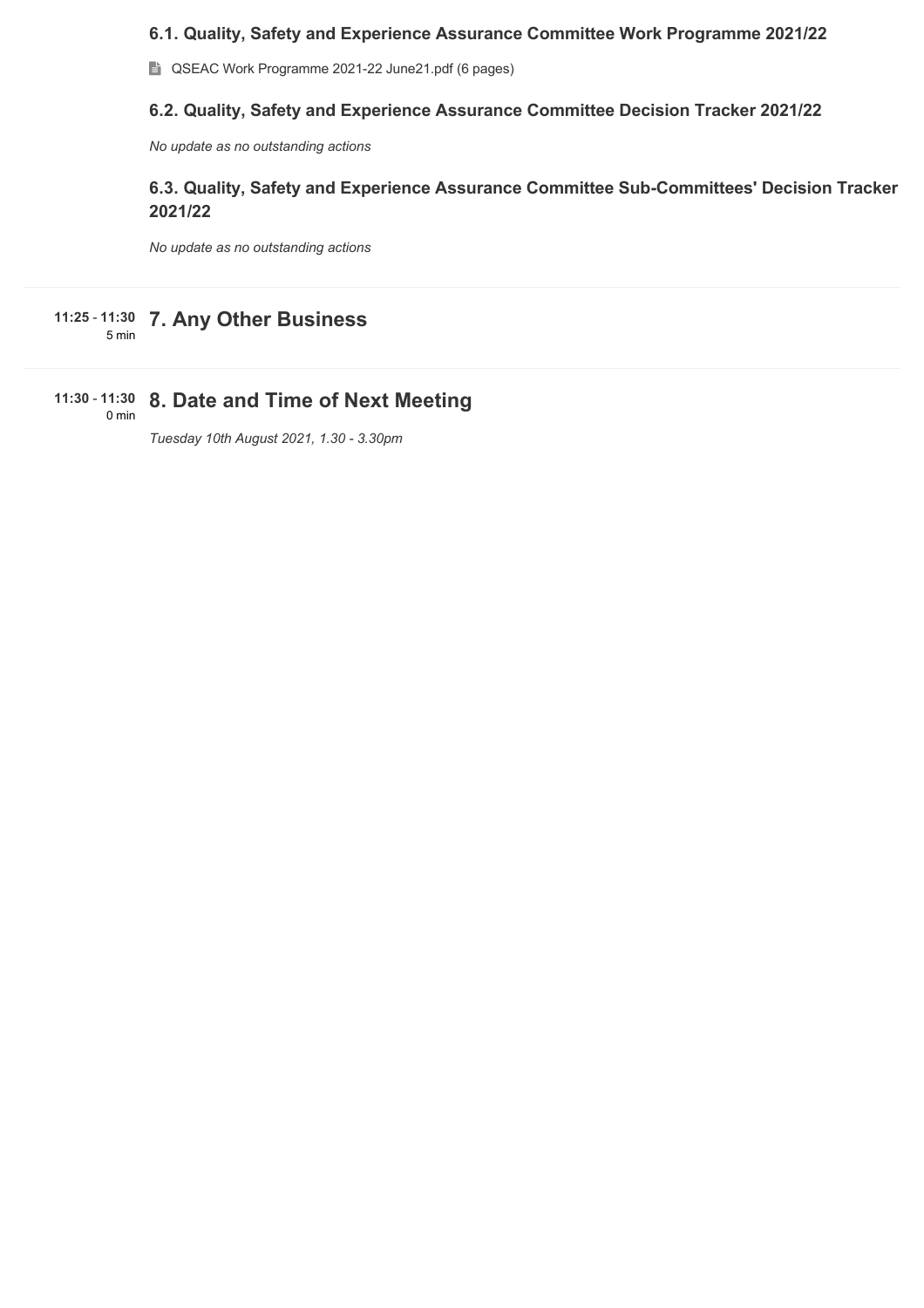### 6.1. Quality, Safety and Experience Assurance Committee Work Programme 2021/22

QSEAC Work Programme 2021-22 June21.pdf (6 pages)

### 6.2. Quality, Safety and Experience Assurance Committee Decision Tracker 2021/22

*No update as no outstanding actions*

### 6.3. Quality, Safety and Experience Assurance Committee Sub-Committees' Decision Tracker 2021/22

*No update as no outstanding actions*

---

**11:25 - 11:30**
5 min

## 7. Any Other Business

---

**11:30 - 11:30**
0 min

## 8. Date and Time of Next Meeting

*Tuesday 10th August 2021, 1.30 - 3.30pm*